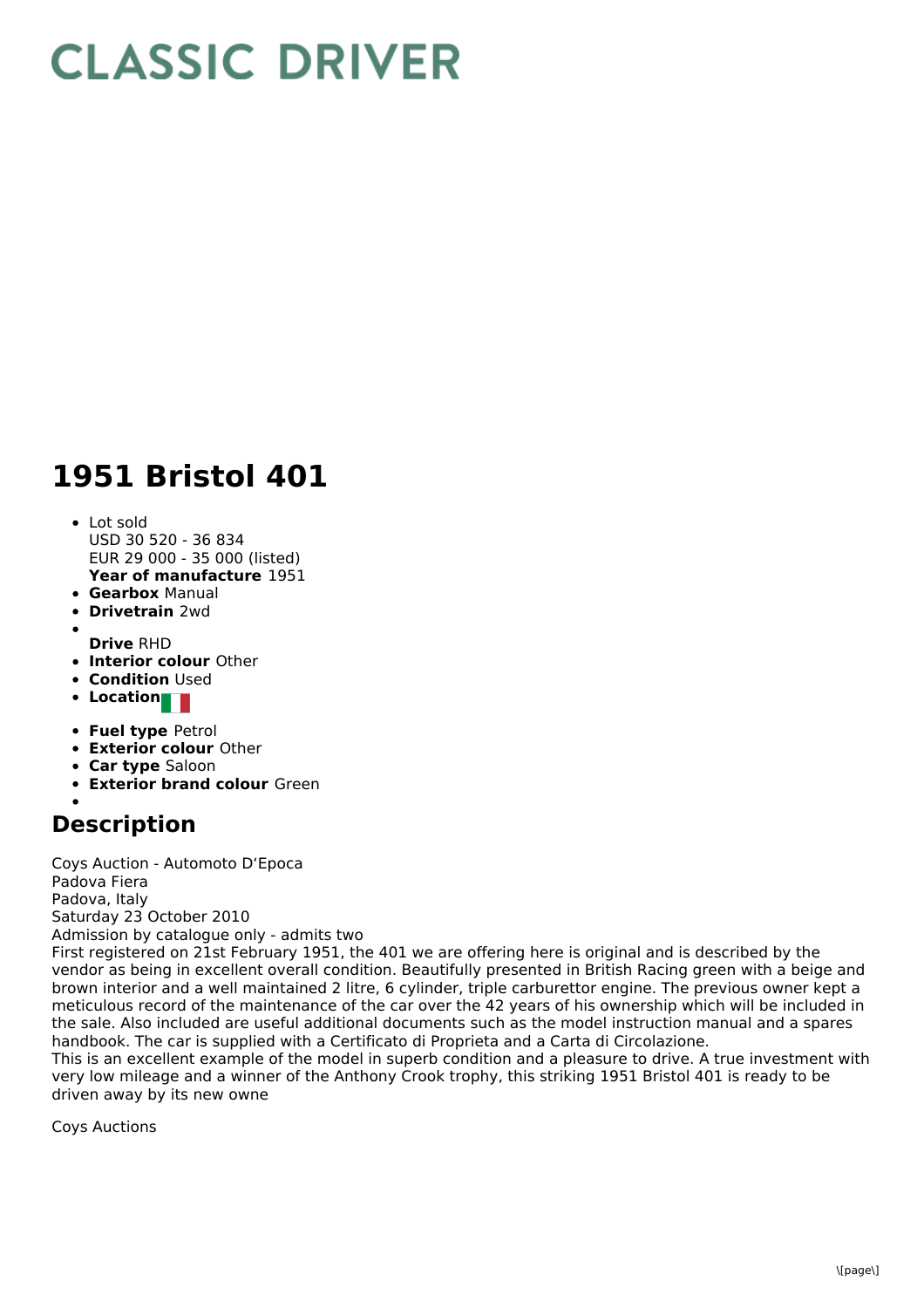# CLASSIC DRIVER

# 1951 Bristol 401

- Lot sold
  USD 30 520 - 36 834
  EUR 29 000 - 35 000 (listed)
  **Year of manufacture** 1951
- **Gearbox** Manual
- **Drivetrain** 2wd
- 
  **Drive** RHD
- **Interior colour** Other
- **Condition** Used
- **Location**
- **Fuel type** Petrol
- **Exterior colour** Other
- **Car type** Saloon
- **Exterior brand colour** Green
- 

## Description

Coys Auction - Automoto D'Epoca
Padova Fiera
Padova, Italy
Saturday 23 October 2010
Admission by catalogue only - admits two
First registered on 21st February 1951, the 401 we are offering here is original and is described by the vendor as being in excellent overall condition. Beautifully presented in British Racing green with a beige and brown interior and a well maintained 2 litre, 6 cylinder, triple carburettor engine. The previous owner kept a meticulous record of the maintenance of the car over the 42 years of his ownership which will be included in the sale. Also included are useful additional documents such as the model instruction manual and a spares handbook. The car is supplied with a Certificato di Proprieta and a Carta di Circolazione.
This is an excellent example of the model in superb condition and a pleasure to drive. A true investment with very low mileage and a winner of the Anthony Crook trophy, this striking 1951 Bristol 401 is ready to be driven away by its new owne

Coys Auctions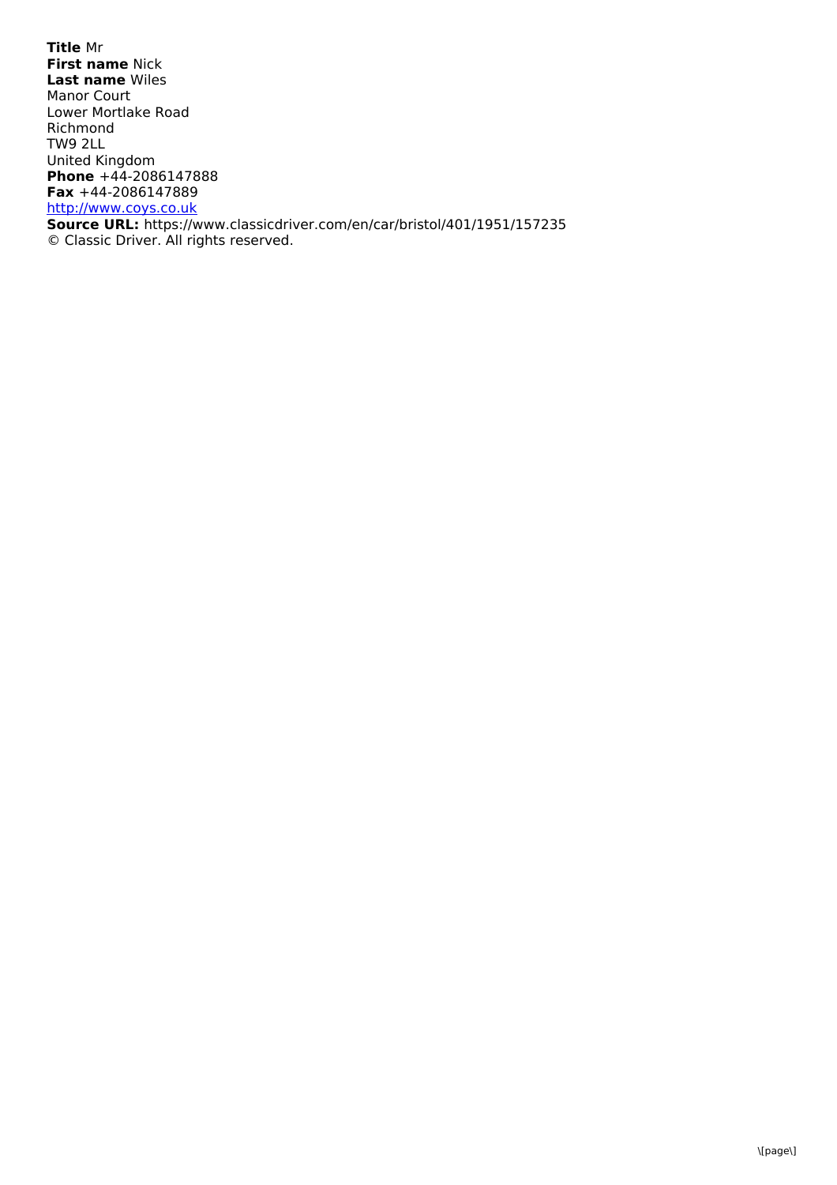**Title** Mr
**First name** Nick
**Last name** Wiles
Manor Court
Lower Mortlake Road
Richmond
TW9 2LL
United Kingdom
**Phone** +44-2086147888
**Fax** +44-2086147889
[http://www.coys.co.uk](http://www.coys.co.uk)
**Source URL:** https://www.classicdriver.com/en/car/bristol/401/1951/157235
© Classic Driver. All rights reserved.